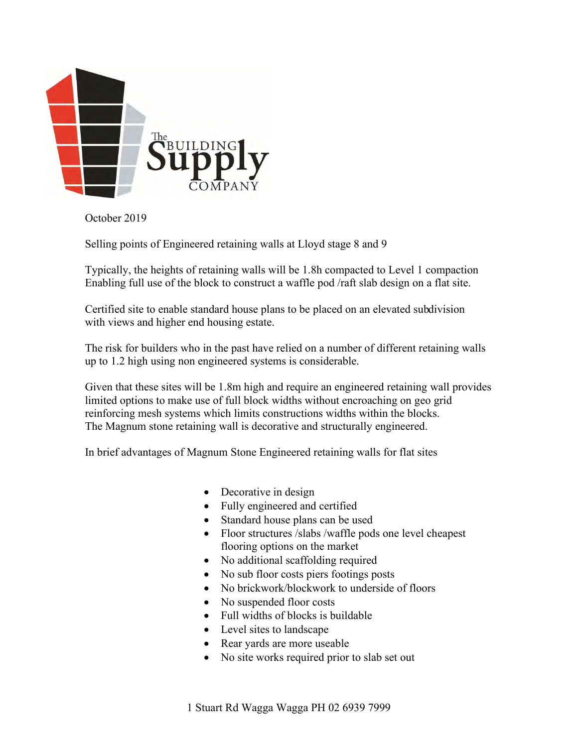The BUILDING Supply COMPANY

October 2019

Selling points of Engineered retaining walls at Lloyd stage 8 and 9

Typically, the heights of retaining walls will be 1.8h compacted to Level 1 compaction Enabling full use of the block to construct a waffle pod /raft slab design on a flat site.

Certified site to enable standard house plans to be placed on an elevated subdivision with views and higher end housing estate.

The risk for builders who in the past have relied on a number of different retaining walls up to 1.2 high using non engineered systems is considerable.

Given that these sites will be 1.8m high and require an engineered retaining wall provides limited options to make use of full block widths without encroaching on geo grid reinforcing mesh systems which limits constructions widths within the blocks.
The Magnum stone retaining wall is decorative and structurally engineered.

In brief advantages of Magnum Stone Engineered retaining walls for flat sites

- Decorative in design
- Fully engineered and certified
- Standard house plans can be used
- Floor structures /slabs /waffle pods one level cheapest flooring options on the market
- No additional scaffolding required
- No sub floor costs piers footings posts
- No brickwork/blockwork to underside of floors
- No suspended floor costs
- Full widths of blocks is buildable
- Level sites to landscape
- Rear yards are more useable
- No site works required prior to slab set out

1 Stuart Rd Wagga Wagga PH 02 6939 7999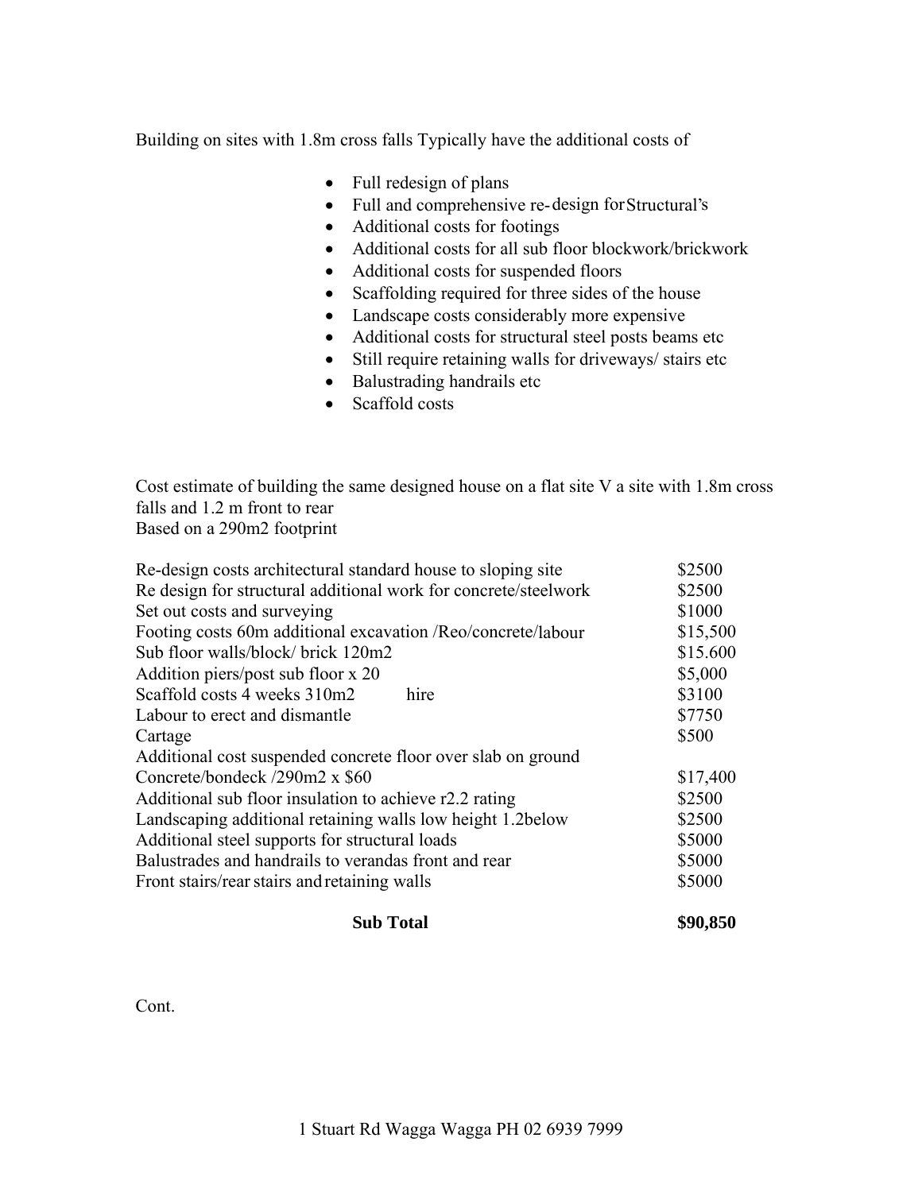Building on sites with 1.8m cross falls Typically have the additional costs of

- Full redesign of plans
- Full and comprehensive re-design for Structural's
- Additional costs for footings
- Additional costs for all sub floor blockwork/brickwork
- Additional costs for suspended floors
- Scaffolding required for three sides of the house
- Landscape costs considerably more expensive
- Additional costs for structural steel posts beams etc
- Still require retaining walls for driveways/ stairs etc
- Balustrading handrails etc
- Scaffold costs

Cost estimate of building the same designed house on a flat site V a site with 1.8m cross falls and 1.2 m front to rear
Based on a 290m2 footprint

| Item | Cost |
|---|---|
| Re-design costs architectural standard house to sloping site | \$2500 |
| Re design for structural additional work for concrete/steelwork | \$2500 |
| Set out costs and surveying | \$1000 |
| Footing costs 60m additional excavation /Reo/concrete/labour | \$15,500 |
| Sub floor walls/block/ brick 120m2 | \$15.600 |
| Addition piers/post sub floor x 20 | \$5,000 |
| Scaffold costs 4 weeks 310m2 hire | \$3100 |
| Labour to erect and dismantle | \$7750 |
| Cartage | \$500 |
| Additional cost suspended concrete floor over slab on ground Concrete/bondeck /290m2 x \$60 | \$17,400 |
| Additional sub floor insulation to achieve r2.2 rating | \$2500 |
| Landscaping additional retaining walls low height 1.2below | \$2500 |
| Additional steel supports for structural loads | \$5000 |
| Balustrades and handrails to verandas front and rear | \$5000 |
| Front stairs/rear stairs and retaining walls | \$5000 |
| **Sub Total** | **\$90,850** |

Cont.

1 Stuart Rd Wagga Wagga PH 02 6939 7999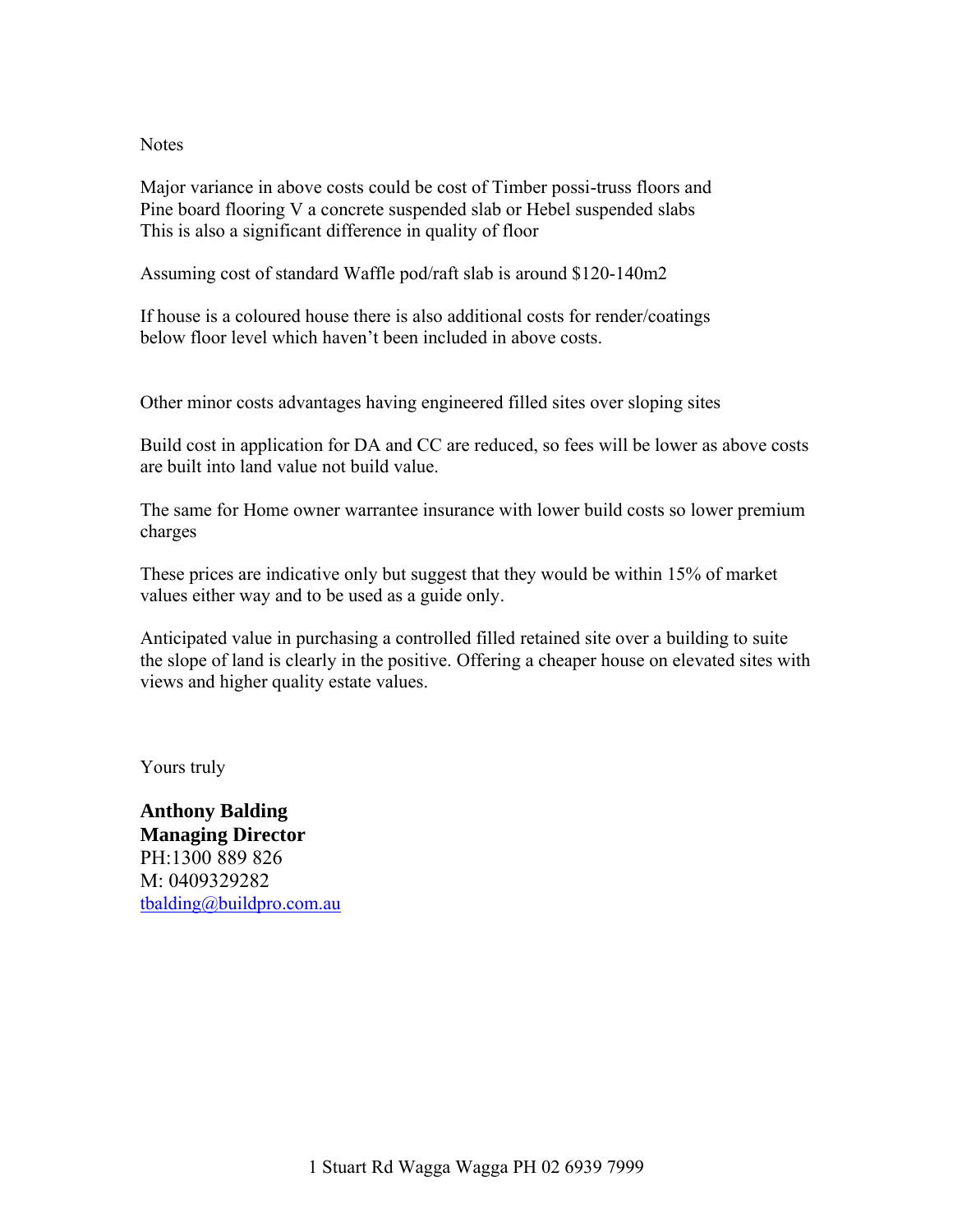Notes

Major variance in above costs could be cost of Timber possi-truss floors and Pine board flooring V a concrete suspended slab or Hebel suspended slabs This is also a significant difference in quality of floor

Assuming cost of standard Waffle pod/raft slab is around $120-140m2

If house is a coloured house there is also additional costs for render/coatings below floor level which haven't been included in above costs.

Other minor costs advantages having engineered filled sites over sloping sites

Build cost in application for DA and CC are reduced, so fees will be lower as above costs are built into land value not build value.

The same for Home owner warrantee insurance with lower build costs so lower premium charges

These prices are indicative only but suggest that they would be within 15% of market values either way and to be used as a guide only.

Anticipated value in purchasing a controlled filled retained site over a building to suite the slope of land is clearly in the positive. Offering a cheaper house on elevated sites with views and higher quality estate values.

Yours truly

**Anthony Balding**
**Managing Director**
PH:1300 889 826
M: 0409329282
tbalding@buildpro.com.au

1 Stuart Rd Wagga Wagga PH 02 6939 7999